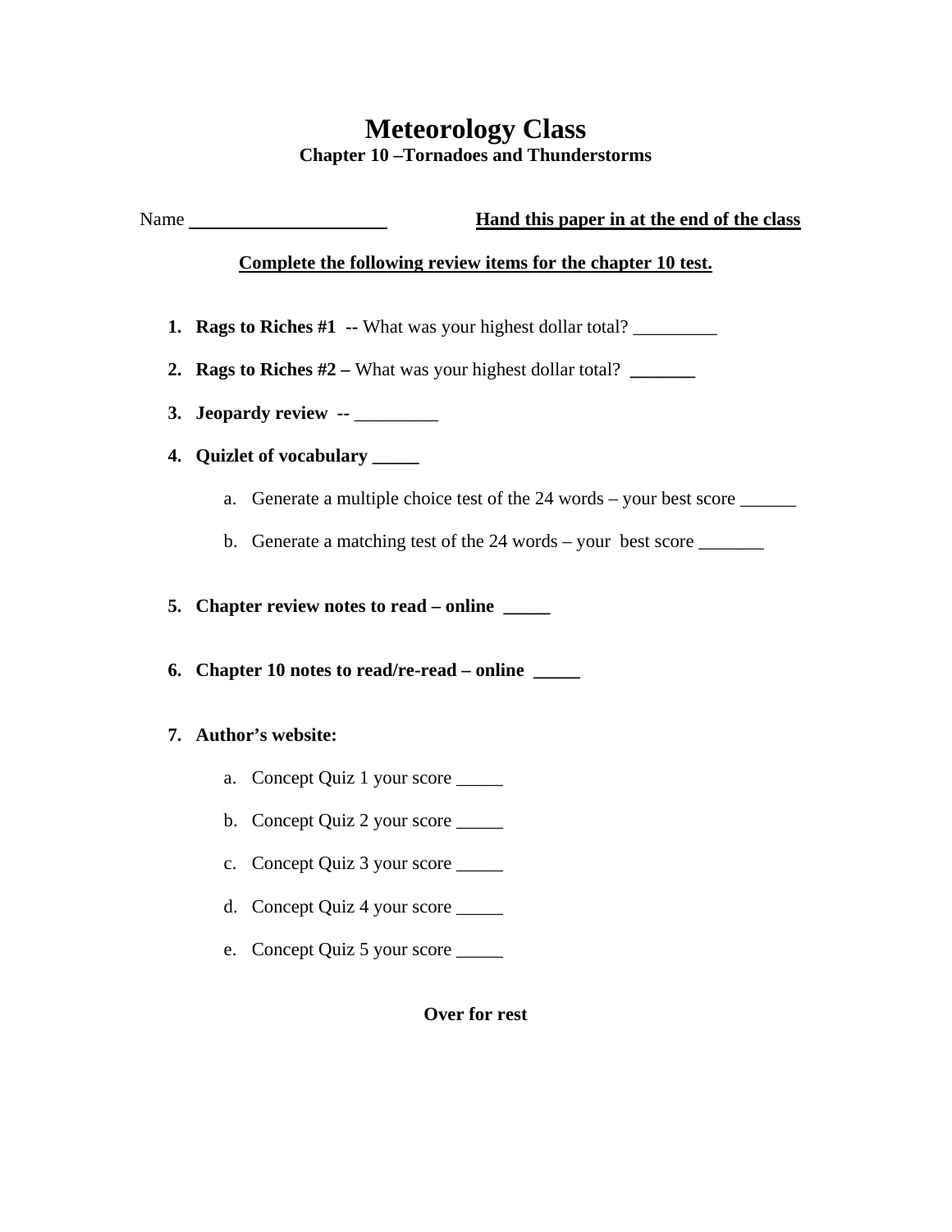# Meteorology Class

## Chapter 10 –Tornadoes and Thunderstorms

Name ____________________ **Hand this paper in at the end of the class**

**Complete the following review items for the chapter 10 test.**

1. **Rags to Riches #1 --** What was your highest dollar total? _________
2. **Rags to Riches #2 –** What was your highest dollar total? _______
3. **Jeopardy review --** _________
4. **Quizlet of vocabulary _____**
   a. Generate a multiple choice test of the 24 words – your best score ______
   b. Generate a matching test of the 24 words – your best score _______
5. **Chapter review notes to read – online _____**
6. **Chapter 10 notes to read/re-read – online _____**
7. **Author's website:**
   a. Concept Quiz 1 your score _____
   b. Concept Quiz 2 your score _____
   c. Concept Quiz 3 your score _____
   d. Concept Quiz 4 your score _____
   e. Concept Quiz 5 your score _____

**Over for rest**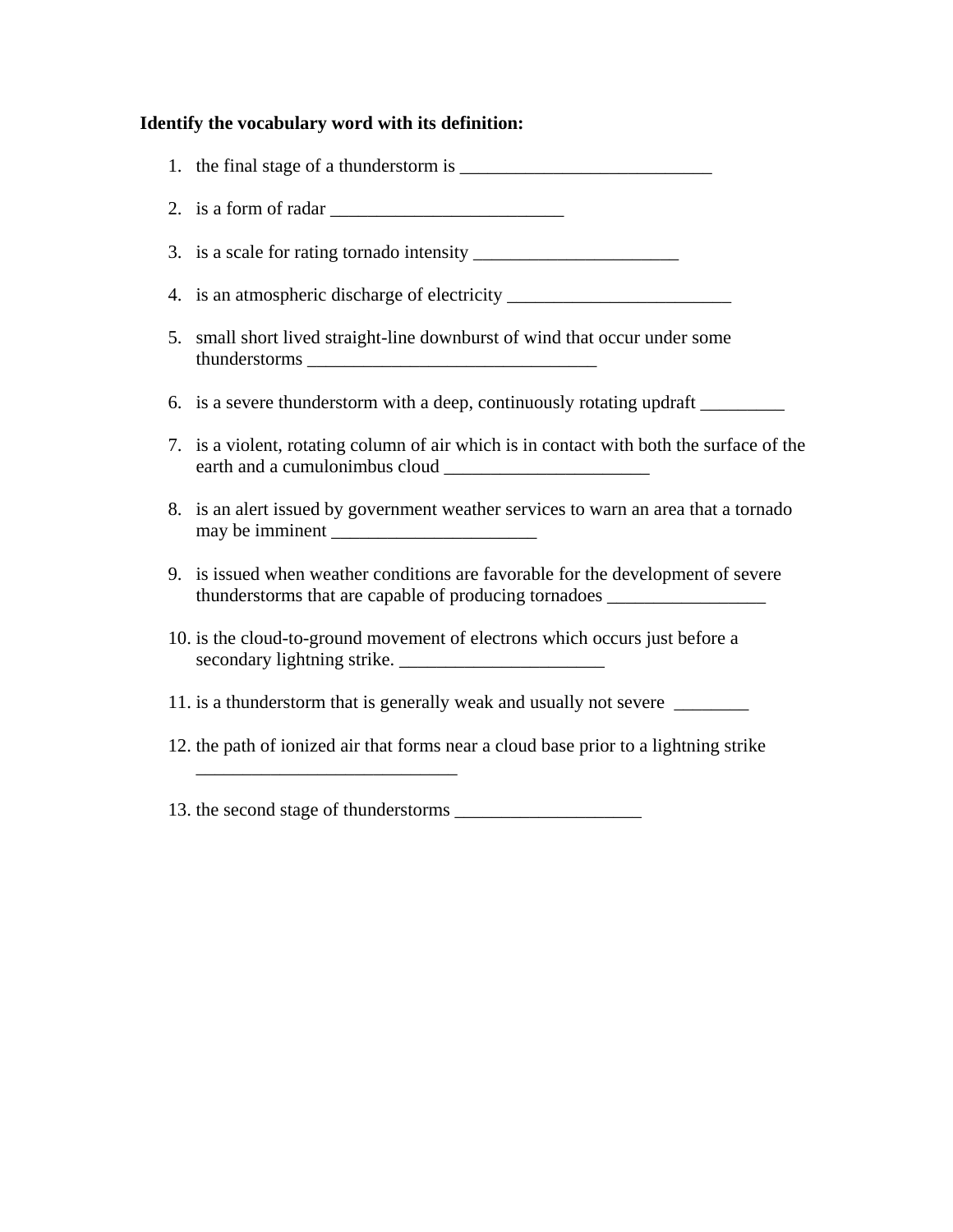**Identify the vocabulary word with its definition:**

1. the final stage of a thunderstorm is ___________________________
2. is a form of radar _________________________
3. is a scale for rating tornado intensity ______________________
4. is an atmospheric discharge of electricity ________________________
5. small short lived straight-line downburst of wind that occur under some thunderstorms _______________________________
6. is a severe thunderstorm with a deep, continuously rotating updraft _________
7. is a violent, rotating column of air which is in contact with both the surface of the earth and a cumulonimbus cloud ______________________
8. is an alert issued by government weather services to warn an area that a tornado may be imminent ______________________
9. is issued when weather conditions are favorable for the development of severe thunderstorms that are capable of producing tornadoes _________________
10. is the cloud-to-ground movement of electrons which occurs just before a secondary lightning strike. ______________________
11. is a thunderstorm that is generally weak and usually not severe ________
12. the path of ionized air that forms near a cloud base prior to a lightning strike ____________________________
13. the second stage of thunderstorms ____________________